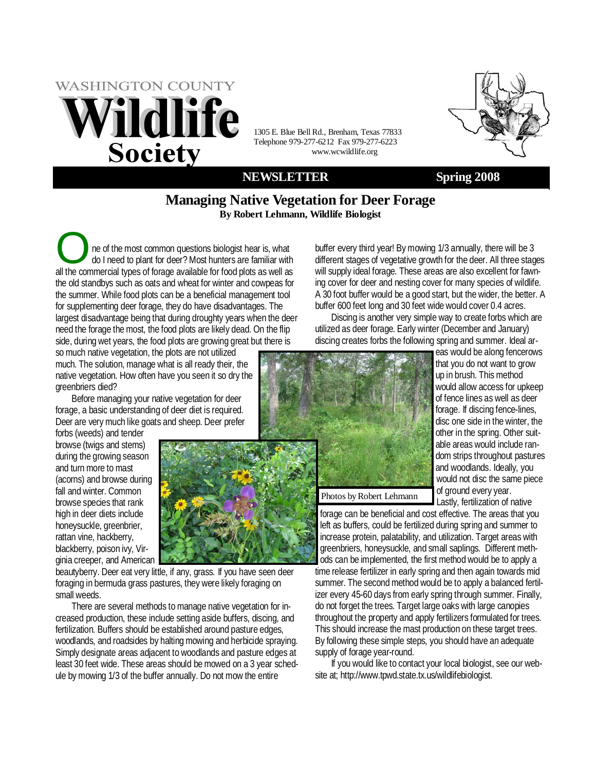# WASHINGTON COUNTY Wildlife Society

1305 E. Blue Bell Rd., Brenham, Texas 77833
Telephone 979-277-6212 Fax 979-277-6223
www.wcwildlife.org

**NEWSLETTER** **Spring 2008**

## Managing Native Vegetation for Deer Forage

**By Robert Lehmann, Wildlife Biologist**

One of the most common questions biologist hear is, what do I need to plant for deer? Most hunters are familiar with all the commercial types of forage available for food plots as well as the old standbys such as oats and wheat for winter and cowpeas for the summer. While food plots can be a beneficial management tool for supplementing deer forage, they do have disadvantages. The largest disadvantage being that during droughty years when the deer need the forage the most, the food plots are likely dead. On the flip side, during wet years, the food plots are growing great but there is so much native vegetation, the plots are not utilized much. The solution, manage what is all ready their, the native vegetation. How often have you seen it so dry the greenbriers died?

Before managing your native vegetation for deer forage, a basic understanding of deer diet is required. Deer are very much like goats and sheep. Deer prefer forbs (weeds) and tender browse (twigs and stems) during the growing season and turn more to mast (acorns) and browse during fall and winter. Common browse species that rank high in deer diets include honeysuckle, greenbrier, rattan vine, hackberry, blackberry, poison ivy, Virginia creeper, and American beautyberry. Deer eat very little, if any, grass. If you have seen deer foraging in bermuda grass pastures, they were likely foraging on small weeds.

There are several methods to manage native vegetation for increased production, these include setting aside buffers, discing, and fertilization. Buffers should be established around pasture edges, woodlands, and roadsides by halting mowing and herbicide spraying. Simply designate areas adjacent to woodlands and pasture edges at least 30 feet wide. These areas should be mowed on a 3 year schedule by mowing 1/3 of the buffer annually. Do not mow the entire buffer every third year! By mowing 1/3 annually, there will be 3 different stages of vegetative growth for the deer. All three stages will supply ideal forage. These areas are also excellent for fawning cover for deer and nesting cover for many species of wildlife. A 30 foot buffer would be a good start, but the wider, the better. A buffer 600 feet long and 30 feet wide would cover 0.4 acres.

Discing is another very simple way to create forbs which are utilized as deer forage. Early winter (December and January) discing creates forbs the following spring and summer. Ideal areas would be along fencerows that you do not want to grow up in brush. This method would allow access for upkeep of fence lines as well as deer forage. If discing fence-lines, disc one side in the winter, the other in the spring. Other suitable areas would include random strips throughout pastures and woodlands. Ideally, you would not disc the same piece of ground every year.

Photos by Robert Lehmann

Lastly, fertilization of native forage can be beneficial and cost effective. The areas that you left as buffers, could be fertilized during spring and summer to increase protein, palatability, and utilization. Target areas with greenbriers, honeysuckle, and small saplings. Different methods can be implemented, the first method would be to apply a time release fertilizer in early spring and then again towards mid summer. The second method would be to apply a balanced fertilizer every 45-60 days from early spring through summer. Finally, do not forget the trees. Target large oaks with large canopies throughout the property and apply fertilizers formulated for trees. This should increase the mast production on these target trees. By following these simple steps, you should have an adequate supply of forage year-round.

If you would like to contact your local biologist, see our website at; http://www.tpwd.state.tx.us/wildlifebiologist.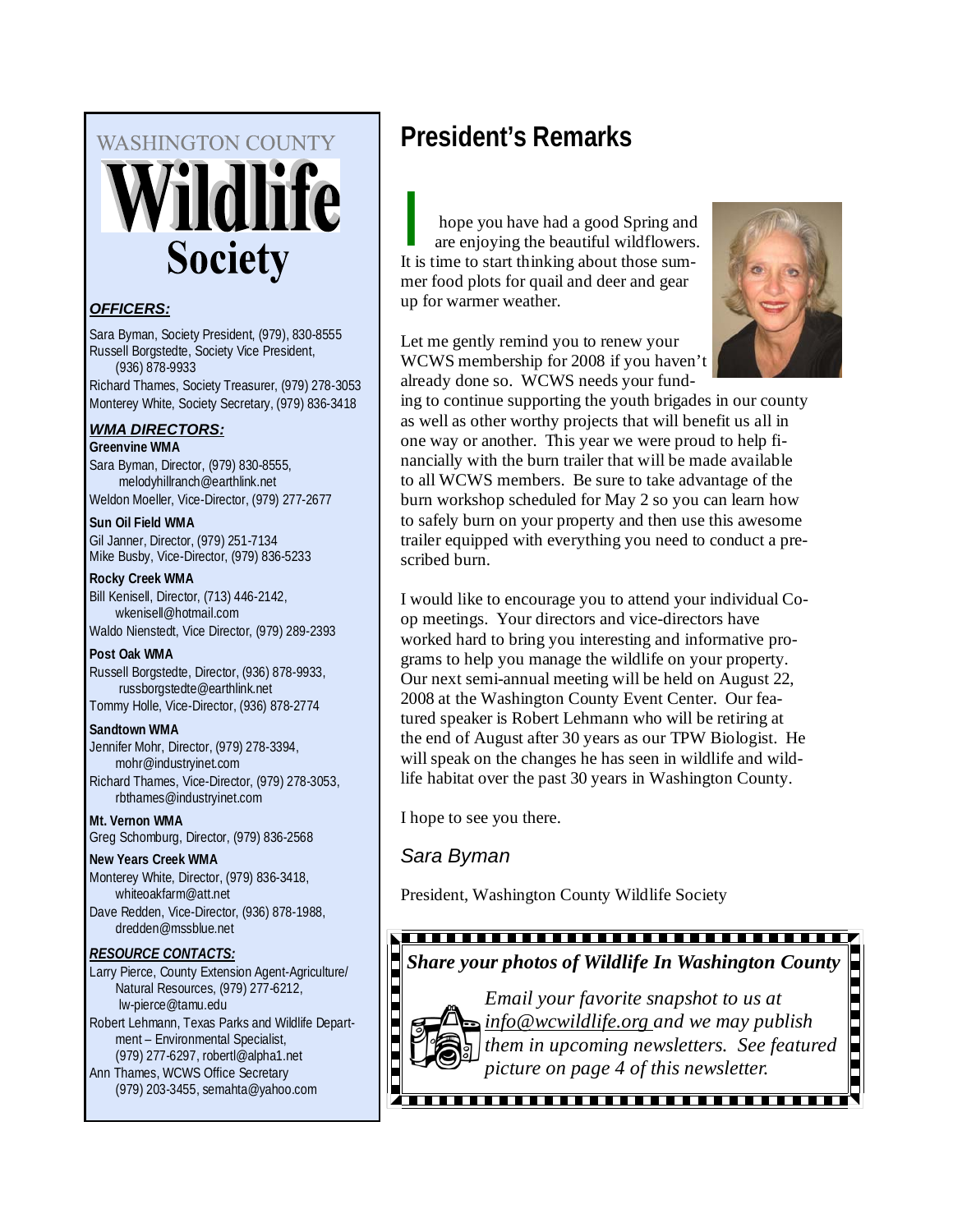WASHINGTON COUNTY

# Wildlife Society

***OFFICERS:***

Sara Byman, Society President, (979), 830-8555
Russell Borgstedte, Society Vice President, (936) 878-9933
Richard Thames, Society Treasurer, (979) 278-3053
Monterey White, Society Secretary, (979) 836-3418

***WMA DIRECTORS:***

**Greenvine WMA**
Sara Byman, Director, (979) 830-8555, melodyhillranch@earthlink.net
Weldon Moeller, Vice-Director, (979) 277-2677

**Sun Oil Field WMA**
Gil Janner, Director, (979) 251-7134
Mike Busby, Vice-Director, (979) 836-5233

**Rocky Creek WMA**
Bill Kenisell, Director, (713) 446-2142, wkenisell@hotmail.com
Waldo Nienstedt, Vice Director, (979) 289-2393

**Post Oak WMA**
Russell Borgstedte, Director, (936) 878-9933, russborgstedte@earthlink.net
Tommy Holle, Vice-Director, (936) 878-2774

**Sandtown WMA**
Jennifer Mohr, Director, (979) 278-3394, mohr@industryinet.com
Richard Thames, Vice-Director, (979) 278-3053, rbthames@industryinet.com

**Mt. Vernon WMA**
Greg Schomburg, Director, (979) 836-2568

**New Years Creek WMA**
Monterey White, Director, (979) 836-3418, whiteoakfarm@att.net
Dave Redden, Vice-Director, (936) 878-1988, dredden@mssblue.net

***RESOURCE CONTACTS:***

Larry Pierce, County Extension Agent-Agriculture/ Natural Resources, (979) 277-6212, lw-pierce@tamu.edu
Robert Lehmann, Texas Parks and Wildlife Department – Environmental Specialist, (979) 277-6297, robertl@alpha1.net
Ann Thames, WCWS Office Secretary (979) 203-3455, semahta@yahoo.com

## President's Remarks

I hope you have had a good Spring and are enjoying the beautiful wildflowers. It is time to start thinking about those summer food plots for quail and deer and gear up for warmer weather.

Let me gently remind you to renew your WCWS membership for 2008 if you haven't already done so. WCWS needs your funding to continue supporting the youth brigades in our county as well as other worthy projects that will benefit us all in one way or another. This year we were proud to help financially with the burn trailer that will be made available to all WCWS members. Be sure to take advantage of the burn workshop scheduled for May 2 so you can learn how to safely burn on your property and then use this awesome trailer equipped with everything you need to conduct a prescribed burn.

I would like to encourage you to attend your individual Co-op meetings. Your directors and vice-directors have worked hard to bring you interesting and informative programs to help you manage the wildlife on your property. Our next semi-annual meeting will be held on August 22, 2008 at the Washington County Event Center. Our featured speaker is Robert Lehmann who will be retiring at the end of August after 30 years as our TPW Biologist. He will speak on the changes he has seen in wildlife and wildlife habitat over the past 30 years in Washington County.

I hope to see you there.

*Sara Byman*

President, Washington County Wildlife Society

***Share your photos of Wildlife In Washington County***

*Email your favorite snapshot to us at info@wcwildlife.org and we may publish them in upcoming newsletters. See featured picture on page 4 of this newsletter.*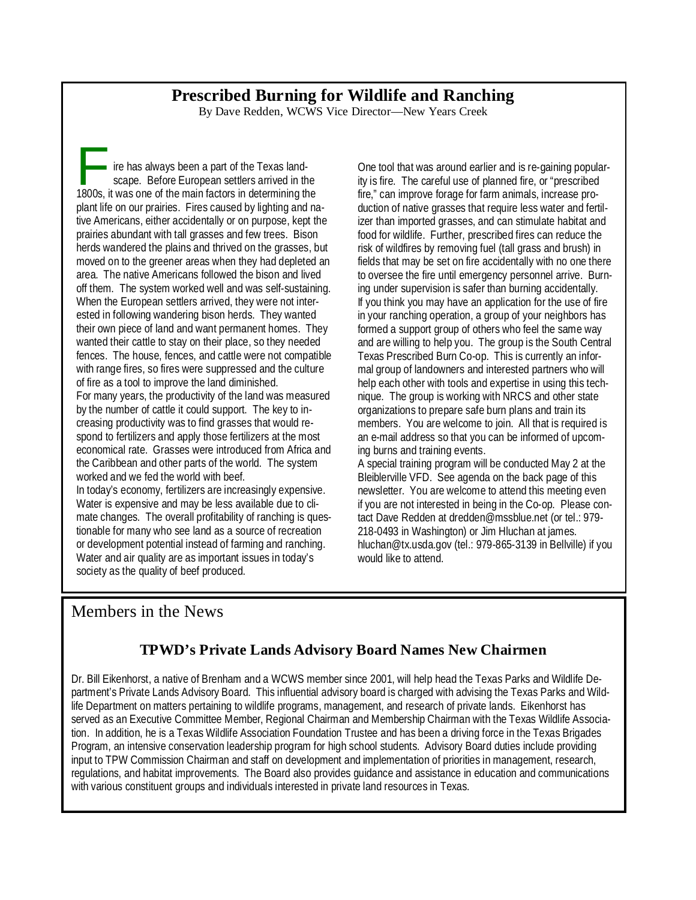## Prescribed Burning for Wildlife and Ranching

By Dave Redden, WCWS Vice Director—New Years Creek

Fire has always been a part of the Texas landscape. Before European settlers arrived in the 1800s, it was one of the main factors in determining the plant life on our prairies. Fires caused by lighting and native Americans, either accidentally or on purpose, kept the prairies abundant with tall grasses and few trees. Bison herds wandered the plains and thrived on the grasses, but moved on to the greener areas when they had depleted an area. The native Americans followed the bison and lived off them. The system worked well and was self-sustaining. When the European settlers arrived, they were not interested in following wandering bison herds. They wanted their own piece of land and want permanent homes. They wanted their cattle to stay on their place, so they needed fences. The house, fences, and cattle were not compatible with range fires, so fires were suppressed and the culture of fire as a tool to improve the land diminished.

For many years, the productivity of the land was measured by the number of cattle it could support. The key to increasing productivity was to find grasses that would respond to fertilizers and apply those fertilizers at the most economical rate. Grasses were introduced from Africa and the Caribbean and other parts of the world. The system worked and we fed the world with beef.

In today's economy, fertilizers are increasingly expensive. Water is expensive and may be less available due to climate changes. The overall profitability of ranching is questionable for many who see land as a source of recreation or development potential instead of farming and ranching. Water and air quality are as important issues in today's society as the quality of beef produced.

One tool that was around earlier and is re-gaining popularity is fire. The careful use of planned fire, or "prescribed fire," can improve forage for farm animals, increase production of native grasses that require less water and fertilizer than imported grasses, and can stimulate habitat and food for wildlife. Further, prescribed fires can reduce the risk of wildfires by removing fuel (tall grass and brush) in fields that may be set on fire accidentally with no one there to oversee the fire until emergency personnel arrive. Burning under supervision is safer than burning accidentally.

If you think you may have an application for the use of fire in your ranching operation, a group of your neighbors has formed a support group of others who feel the same way and are willing to help you. The group is the South Central Texas Prescribed Burn Co-op. This is currently an informal group of landowners and interested partners who will help each other with tools and expertise in using this technique. The group is working with NRCS and other state organizations to prepare safe burn plans and train its members. You are welcome to join. All that is required is an e-mail address so that you can be informed of upcoming burns and training events.

A special training program will be conducted May 2 at the Bleiblerville VFD. See agenda on the back page of this newsletter. You are welcome to attend this meeting even if you are not interested in being in the Co-op. Please contact Dave Redden at dredden@mssblue.net (or tel.: 979-218-0493 in Washington) or Jim Hluchan at james.hluchan@tx.usda.gov (tel.: 979-865-3139 in Bellville) if you would like to attend.

# Members in the News

## TPWD's Private Lands Advisory Board Names New Chairmen

Dr. Bill Eikenhorst, a native of Brenham and a WCWS member since 2001, will help head the Texas Parks and Wildlife Department's Private Lands Advisory Board. This influential advisory board is charged with advising the Texas Parks and Wildlife Department on matters pertaining to wildlife programs, management, and research of private lands. Eikenhorst has served as an Executive Committee Member, Regional Chairman and Membership Chairman with the Texas Wildlife Association. In addition, he is a Texas Wildlife Association Foundation Trustee and has been a driving force in the Texas Brigades Program, an intensive conservation leadership program for high school students. Advisory Board duties include providing input to TPW Commission Chairman and staff on development and implementation of priorities in management, research, regulations, and habitat improvements. The Board also provides guidance and assistance in education and communications with various constituent groups and individuals interested in private land resources in Texas.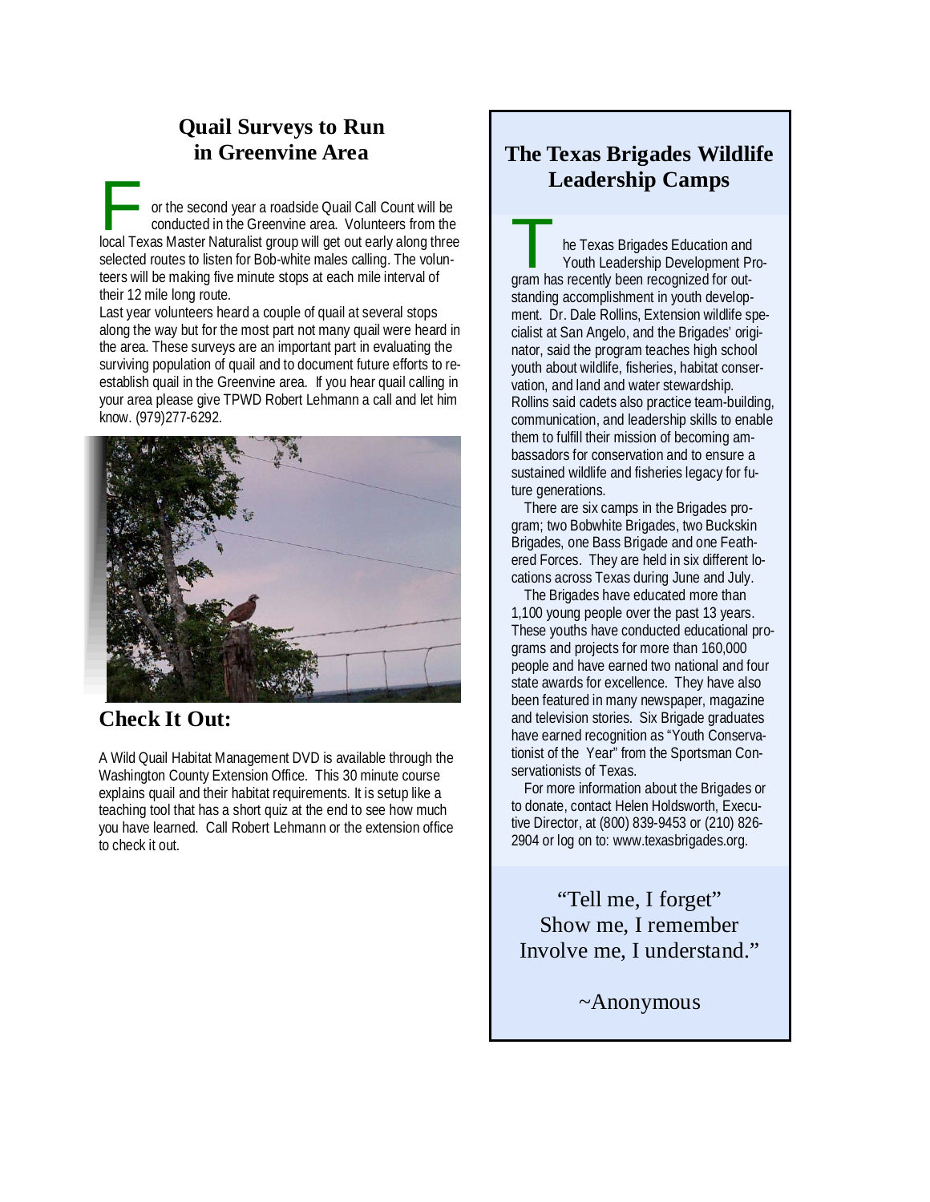## Quail Surveys to Run in Greenvine Area

For the second year a roadside Quail Call Count will be conducted in the Greenvine area. Volunteers from the local Texas Master Naturalist group will get out early along three selected routes to listen for Bob-white males calling. The volunteers will be making five minute stops at each mile interval of their 12 mile long route.

Last year volunteers heard a couple of quail at several stops along the way but for the most part not many quail were heard in the area. These surveys are an important part in evaluating the surviving population of quail and to document future efforts to re-establish quail in the Greenvine area. If you hear quail calling in your area please give TPWD Robert Lehmann a call and let him know. (979)277-6292.

## Check It Out:

A Wild Quail Habitat Management DVD is available through the Washington County Extension Office. This 30 minute course explains quail and their habitat requirements. It is setup like a teaching tool that has a short quiz at the end to see how much you have learned. Call Robert Lehmann or the extension office to check it out.

## The Texas Brigades Wildlife Leadership Camps

The Texas Brigades Education and Youth Leadership Development Program has recently been recognized for outstanding accomplishment in youth development. Dr. Dale Rollins, Extension wildlife specialist at San Angelo, and the Brigades' originator, said the program teaches high school youth about wildlife, fisheries, habitat conservation, and land and water stewardship. Rollins said cadets also practice team-building, communication, and leadership skills to enable them to fulfill their mission of becoming ambassadors for conservation and to ensure a sustained wildlife and fisheries legacy for future generations.

There are six camps in the Brigades program; two Bobwhite Brigades, two Buckskin Brigades, one Bass Brigade and one Feathered Forces. They are held in six different locations across Texas during June and July.

The Brigades have educated more than 1,100 young people over the past 13 years. These youths have conducted educational programs and projects for more than 160,000 people and have earned two national and four state awards for excellence. They have also been featured in many newspaper, magazine and television stories. Six Brigade graduates have earned recognition as "Youth Conservationist of the Year" from the Sportsman Conservationists of Texas.

For more information about the Brigades or to donate, contact Helen Holdsworth, Executive Director, at (800) 839-9453 or (210) 826-2904 or log on to: www.texasbrigades.org.

"Tell me, I forget"
Show me, I remember
Involve me, I understand."

~Anonymous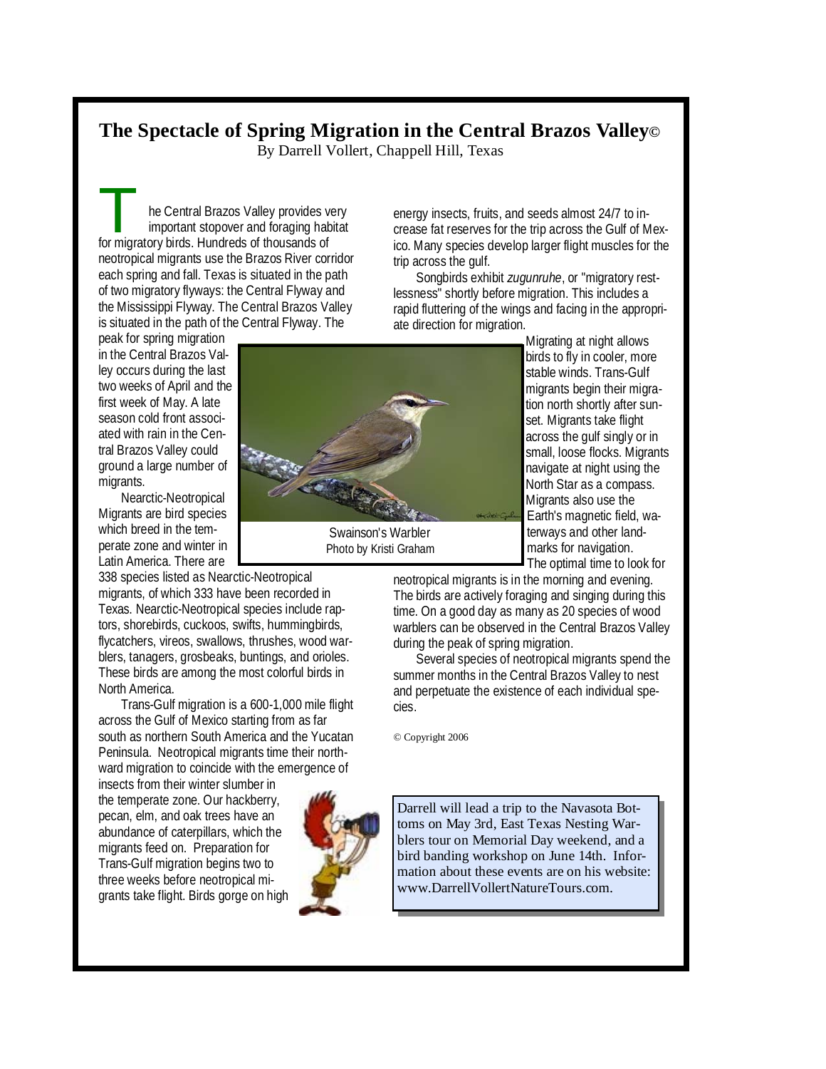# The Spectacle of Spring Migration in the Central Brazos Valley©

By Darrell Vollert, Chappell Hill, Texas

The Central Brazos Valley provides very important stopover and foraging habitat for migratory birds. Hundreds of thousands of neotropical migrants use the Brazos River corridor each spring and fall. Texas is situated in the path of two migratory flyways: the Central Flyway and the Mississippi Flyway. The Central Brazos Valley is situated in the path of the Central Flyway. The peak for spring migration in the Central Brazos Valley occurs during the last two weeks of April and the first week of May. A late season cold front associated with rain in the Central Brazos Valley could ground a large number of migrants.

Nearctic-Neotropical Migrants are bird species which breed in the temperate zone and winter in Latin America. There are 338 species listed as Nearctic-Neotropical migrants, of which 333 have been recorded in Texas. Nearctic-Neotropical species include raptors, shorebirds, cuckoos, swifts, hummingbirds, flycatchers, vireos, swallows, thrushes, wood warblers, tanagers, grosbeaks, buntings, and orioles. These birds are among the most colorful birds in North America.

Trans-Gulf migration is a 600-1,000 mile flight across the Gulf of Mexico starting from as far south as northern South America and the Yucatan Peninsula. Neotropical migrants time their northward migration to coincide with the emergence of insects from their winter slumber in the temperate zone. Our hackberry, pecan, elm, and oak trees have an abundance of caterpillars, which the migrants feed on. Preparation for Trans-Gulf migration begins two to three weeks before neotropical migrants take flight. Birds gorge on high energy insects, fruits, and seeds almost 24/7 to increase fat reserves for the trip across the Gulf of Mexico. Many species develop larger flight muscles for the trip across the gulf.

Songbirds exhibit *zugunruhe*, or "migratory restlessness" shortly before migration. This includes a rapid fluttering of the wings and facing in the appropriate direction for migration.

Swainson's Warbler
Photo by Kristi Graham

Migrating at night allows birds to fly in cooler, more stable winds. Trans-Gulf migrants begin their migration north shortly after sunset. Migrants take flight across the gulf singly or in small, loose flocks. Migrants navigate at night using the North Star as a compass. Migrants also use the Earth's magnetic field, waterways and other landmarks for navigation.

The optimal time to look for neotropical migrants is in the morning and evening. The birds are actively foraging and singing during this time. On a good day as many as 20 species of wood warblers can be observed in the Central Brazos Valley during the peak of spring migration.

Several species of neotropical migrants spend the summer months in the Central Brazos Valley to nest and perpetuate the existence of each individual species.

© Copyright 2006

Darrell will lead a trip to the Navasota Bottoms on May 3rd, East Texas Nesting Warblers tour on Memorial Day weekend, and a bird banding workshop on June 14th. Information about these events are on his website: www.DarrellVollertNatureTours.com.